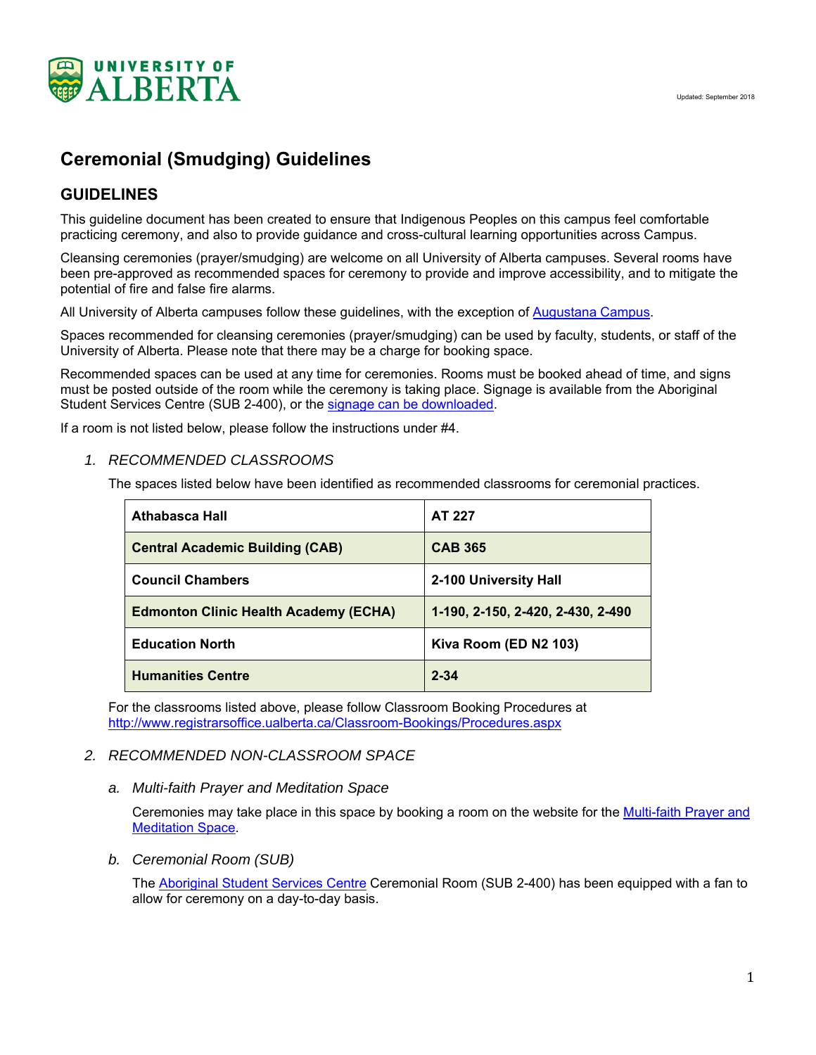Updated: September 2018

# Ceremonial (Smudging) Guidelines

## GUIDELINES

This guideline document has been created to ensure that Indigenous Peoples on this campus feel comfortable practicing ceremony, and also to provide guidance and cross-cultural learning opportunities across Campus.

Cleansing ceremonies (prayer/smudging) are welcome on all University of Alberta campuses. Several rooms have been pre-approved as recommended spaces for ceremony to provide and improve accessibility, and to mitigate the potential of fire and false fire alarms.

All University of Alberta campuses follow these guidelines, with the exception of Augustana Campus.

Spaces recommended for cleansing ceremonies (prayer/smudging) can be used by faculty, students, or staff of the University of Alberta. Please note that there may be a charge for booking space.

Recommended spaces can be used at any time for ceremonies. Rooms must be booked ahead of time, and signs must be posted outside of the room while the ceremony is taking place. Signage is available from the Aboriginal Student Services Centre (SUB 2-400), or the signage can be downloaded.

If a room is not listed below, please follow the instructions under #4.

### *1. RECOMMENDED CLASSROOMS*

The spaces listed below have been identified as recommended classrooms for ceremonial practices.

| **Athabasca Hall** | **AT 227** |
|---|---|
| **Central Academic Building (CAB)** | **CAB 365** |
| **Council Chambers** | **2-100 University Hall** |
| **Edmonton Clinic Health Academy (ECHA)** | **1-190, 2-150, 2-420, 2-430, 2-490** |
| **Education North** | **Kiva Room (ED N2 103)** |
| **Humanities Centre** | **2-34** |

For the classrooms listed above, please follow Classroom Booking Procedures at http://www.registrarsoffice.ualberta.ca/Classroom-Bookings/Procedures.aspx

### *2. RECOMMENDED NON-CLASSROOM SPACE*

#### *a. Multi-faith Prayer and Meditation Space*

Ceremonies may take place in this space by booking a room on the website for the Multi-faith Prayer and Meditation Space.

#### *b. Ceremonial Room (SUB)*

The Aboriginal Student Services Centre Ceremonial Room (SUB 2-400) has been equipped with a fan to allow for ceremony on a day-to-day basis.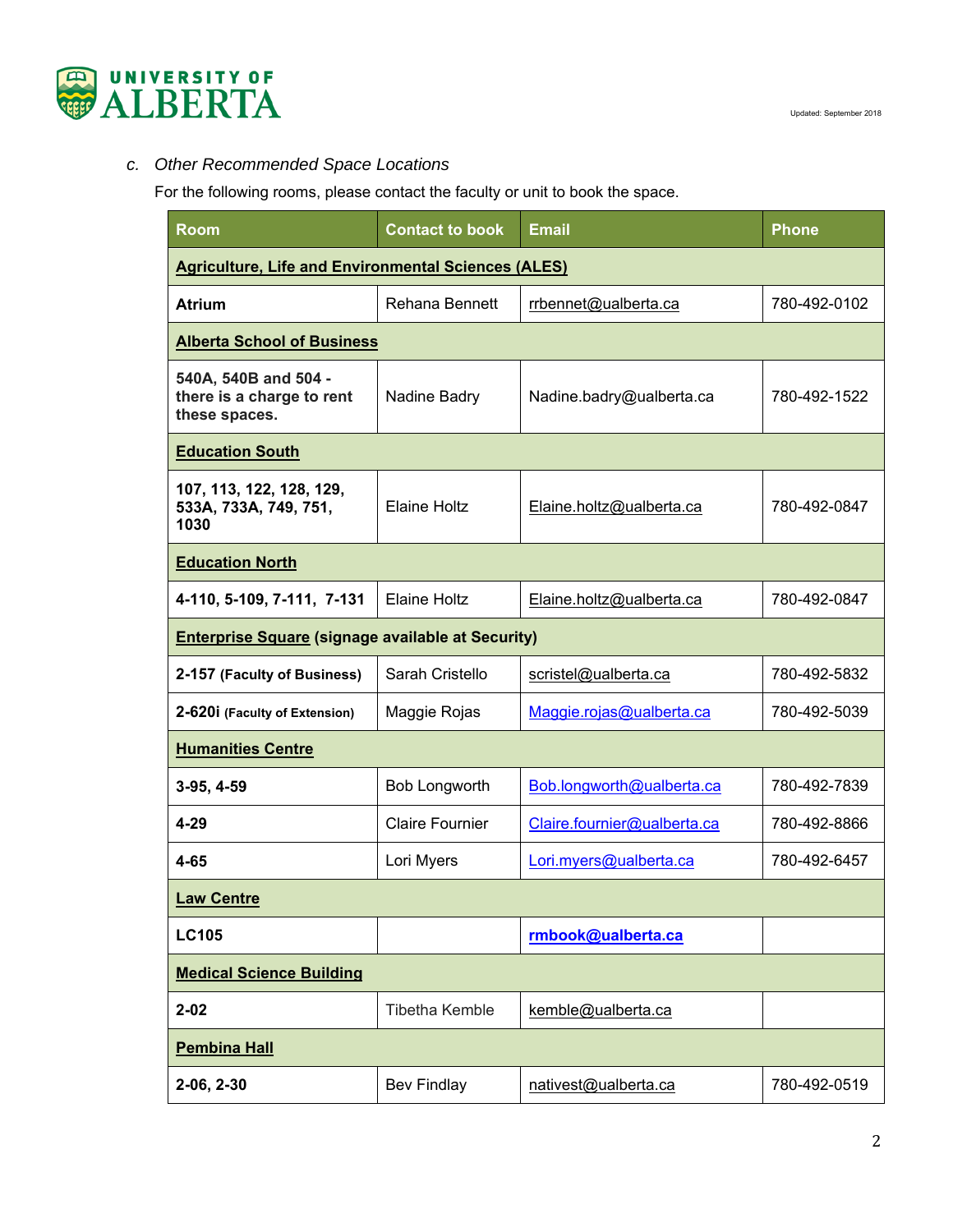*c. Other Recommended Space Locations*

For the following rooms, please contact the faculty or unit to book the space.

| Room | Contact to book | Email | Phone |
|---|---|---|---|
| **Agriculture, Life and Environmental Sciences (ALES)** | | | |
| **Atrium** | Rehana Bennett | rrbennet@ualberta.ca | 780-492-0102 |
| **Alberta School of Business** | | | |
| **540A, 540B and 504 - there is a charge to rent these spaces.** | Nadine Badry | Nadine.badry@ualberta.ca | 780-492-1522 |
| **Education South** | | | |
| **107, 113, 122, 128, 129, 533A, 733A, 749, 751, 1030** | Elaine Holtz | Elaine.holtz@ualberta.ca | 780-492-0847 |
| **Education North** | | | |
| **4-110, 5-109, 7-111, 7-131** | Elaine Holtz | Elaine.holtz@ualberta.ca | 780-492-0847 |
| **Enterprise Square (signage available at Security)** | | | |
| **2-157 (Faculty of Business)** | Sarah Cristello | scristel@ualberta.ca | 780-492-5832 |
| **2-620i (Faculty of Extension)** | Maggie Rojas | Maggie.rojas@ualberta.ca | 780-492-5039 |
| **Humanities Centre** | | | |
| **3-95, 4-59** | Bob Longworth | Bob.longworth@ualberta.ca | 780-492-7839 |
| **4-29** | Claire Fournier | Claire.fournier@ualberta.ca | 780-492-8866 |
| **4-65** | Lori Myers | Lori.myers@ualberta.ca | 780-492-6457 |
| **Law Centre** | | | |
| **LC105** | | **rmbook@ualberta.ca** | |
| **Medical Science Building** | | | |
| **2-02** | Tibetha Kemble | kemble@ualberta.ca | |
| **Pembina Hall** | | | |
| **2-06, 2-30** | Bev Findlay | nativest@ualberta.ca | 780-492-0519 |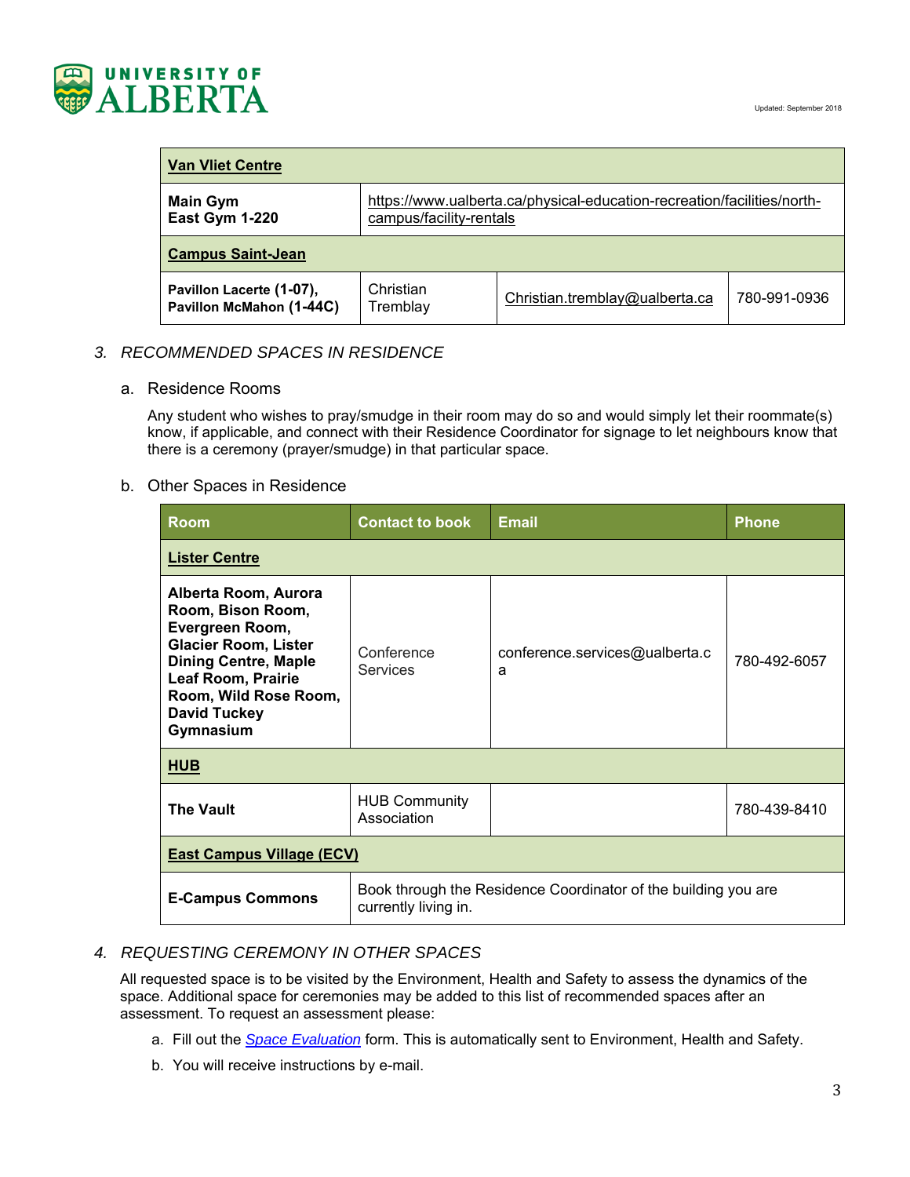| **Van Vliet Centre** | | | |
|---|---|---|---|
| **Main Gym**<br>**East Gym 1-220** | https://www.ualberta.ca/physical-education-recreation/facilities/north-campus/facility-rentals | | |
| **Campus Saint-Jean** | | | |
| **Pavillon Lacerte (1-07), Pavillon McMahon (1-44C)** | Christian Tremblay | Christian.tremblay@ualberta.ca | 780-991-0936 |

### 3. *RECOMMENDED SPACES IN RESIDENCE*

a. Residence Rooms

Any student who wishes to pray/smudge in their room may do so and would simply let their roommate(s) know, if applicable, and connect with their Residence Coordinator for signage to let neighbours know that there is a ceremony (prayer/smudge) in that particular space.

b. Other Spaces in Residence

| Room | Contact to book | Email | Phone |
|---|---|---|---|
| **Lister Centre** | | | |
| **Alberta Room, Aurora Room, Bison Room, Evergreen Room, Glacier Room, Lister Dining Centre, Maple Leaf Room, Prairie Room, Wild Rose Room, David Tuckey Gymnasium** | Conference Services | conference.services@ualberta.ca | 780-492-6057 |
| **HUB** | | | |
| **The Vault** | HUB Community Association | | 780-439-8410 |
| **East Campus Village (ECV)** | | | |
| **E-Campus Commons** | Book through the Residence Coordinator of the building you are currently living in. | | |

### 4. *REQUESTING CEREMONY IN OTHER SPACES*

All requested space is to be visited by the Environment, Health and Safety to assess the dynamics of the space. Additional space for ceremonies may be added to this list of recommended spaces after an assessment. To request an assessment please:

a. Fill out the *Space Evaluation* form. This is automatically sent to Environment, Health and Safety.

b. You will receive instructions by e-mail.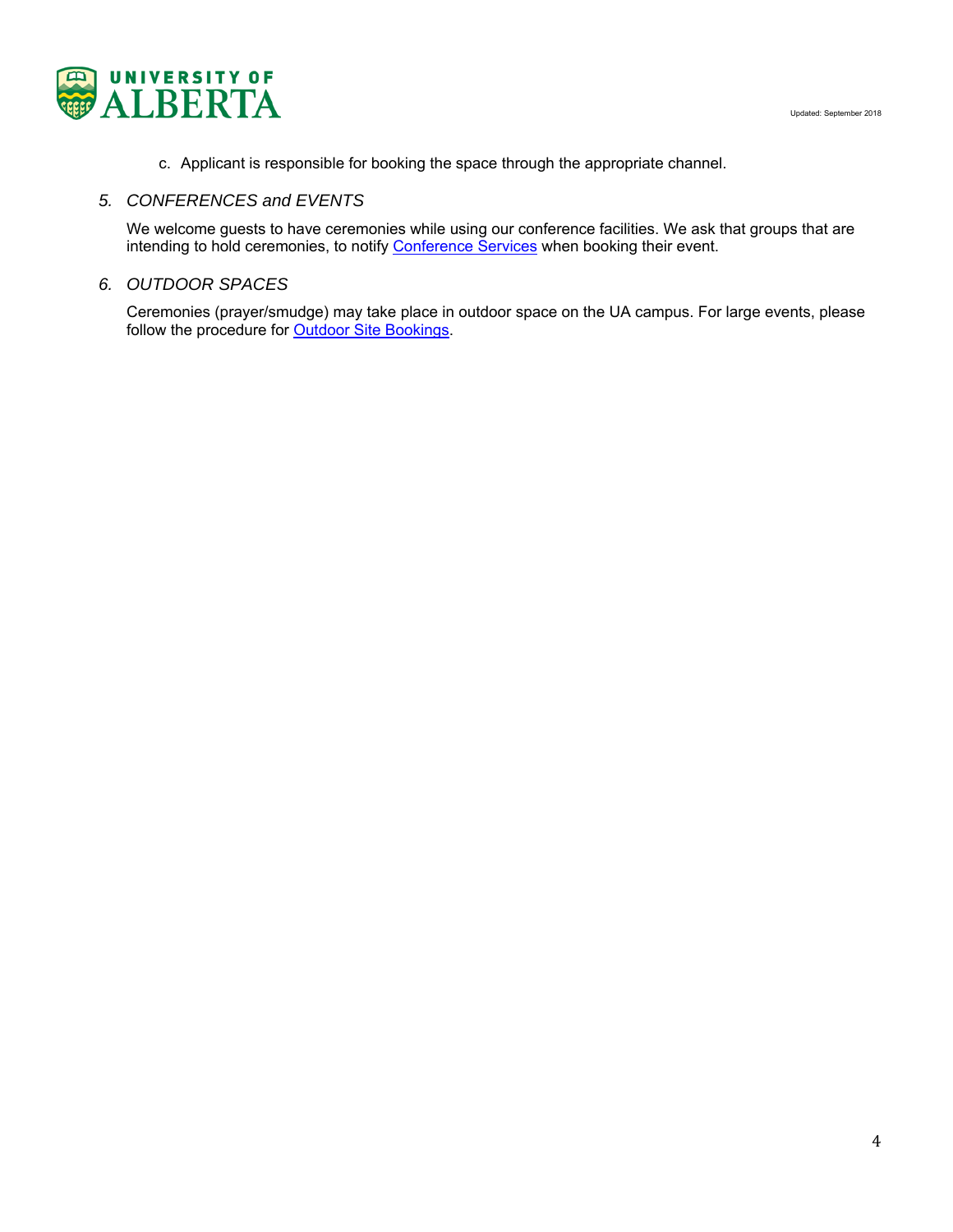c. Applicant is responsible for booking the space through the appropriate channel.

### 5. *CONFERENCES and EVENTS*

We welcome guests to have ceremonies while using our conference facilities. We ask that groups that are intending to hold ceremonies, to notify Conference Services when booking their event.

### 6. *OUTDOOR SPACES*

Ceremonies (prayer/smudge) may take place in outdoor space on the UA campus. For large events, please follow the procedure for Outdoor Site Bookings.